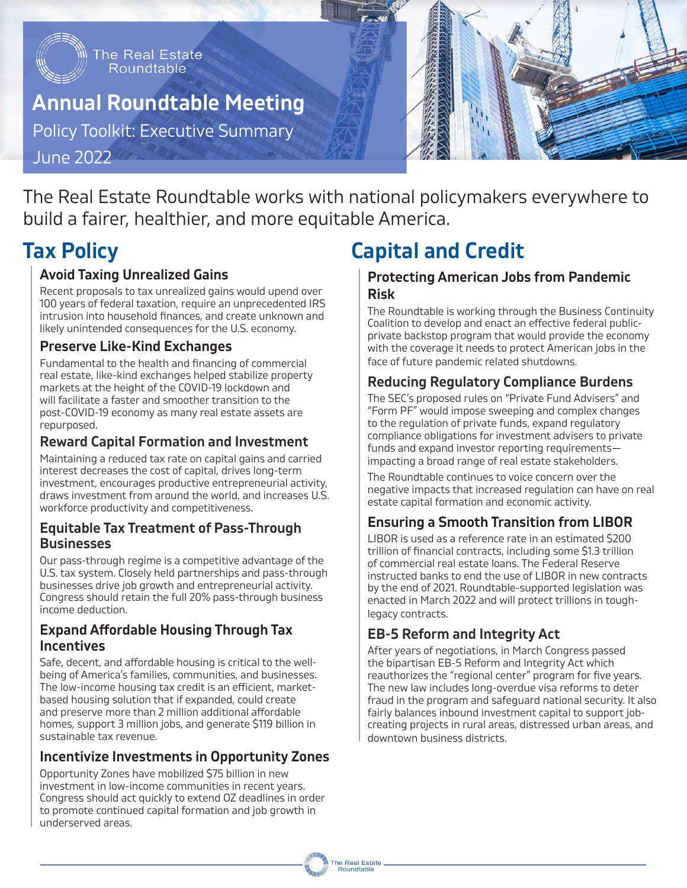The Real Estate Roundtable

# Annual Roundtable Meeting

Policy Toolkit: Executive Summary

June 2022

The Real Estate Roundtable works with national policymakers everywhere to build a fairer, healthier, and more equitable America.

## Tax Policy

### Avoid Taxing Unrealized Gains

Recent proposals to tax unrealized gains would upend over 100 years of federal taxation, require an unprecedented IRS intrusion into household finances, and create unknown and likely unintended consequences for the U.S. economy.

### Preserve Like-Kind Exchanges

Fundamental to the health and financing of commercial real estate, like-kind exchanges helped stabilize property markets at the height of the COVID-19 lockdown and will facilitate a faster and smoother transition to the post-COVID-19 economy as many real estate assets are repurposed.

### Reward Capital Formation and Investment

Maintaining a reduced tax rate on capital gains and carried interest decreases the cost of capital, drives long-term investment, encourages productive entrepreneurial activity, draws investment from around the world, and increases U.S. workforce productivity and competitiveness.

### Equitable Tax Treatment of Pass-Through Businesses

Our pass-through regime is a competitive advantage of the U.S. tax system. Closely held partnerships and pass-through businesses drive job growth and entrepreneurial activity. Congress should retain the full 20% pass-through business income deduction.

### Expand Affordable Housing Through Tax Incentives

Safe, decent, and affordable housing is critical to the well-being of America's families, communities, and businesses. The low-income housing tax credit is an efficient, market-based housing solution that if expanded, could create and preserve more than 2 million additional affordable homes, support 3 million jobs, and generate $119 billion in sustainable tax revenue.

### Incentivize Investments in Opportunity Zones

Opportunity Zones have mobilized $75 billion in new investment in low-income communities in recent years. Congress should act quickly to extend OZ deadlines in order to promote continued capital formation and job growth in underserved areas.

## Capital and Credit

### Protecting American Jobs from Pandemic Risk

The Roundtable is working through the Business Continuity Coalition to develop and enact an effective federal public-private backstop program that would provide the economy with the coverage it needs to protect American jobs in the face of future pandemic related shutdowns.

### Reducing Regulatory Compliance Burdens

The SEC's proposed rules on "Private Fund Advisers" and "Form PF" would impose sweeping and complex changes to the regulation of private funds, expand regulatory compliance obligations for investment advisers to private funds and expand investor reporting requirements—impacting a broad range of real estate stakeholders.

The Roundtable continues to voice concern over the negative impacts that increased regulation can have on real estate capital formation and economic activity.

### Ensuring a Smooth Transition from LIBOR

LIBOR is used as a reference rate in an estimated $200 trillion of financial contracts, including some $1.3 trillion of commercial real estate loans. The Federal Reserve instructed banks to end the use of LIBOR in new contracts by the end of 2021. Roundtable-supported legislation was enacted in March 2022 and will protect trillions in tough-legacy contracts.

### EB-5 Reform and Integrity Act

After years of negotiations, in March Congress passed the bipartisan EB-5 Reform and Integrity Act which reauthorizes the "regional center" program for five years. The new law includes long-overdue visa reforms to deter fraud in the program and safeguard national security. It also fairly balances inbound investment capital to support job-creating projects in rural areas, distressed urban areas, and downtown business districts.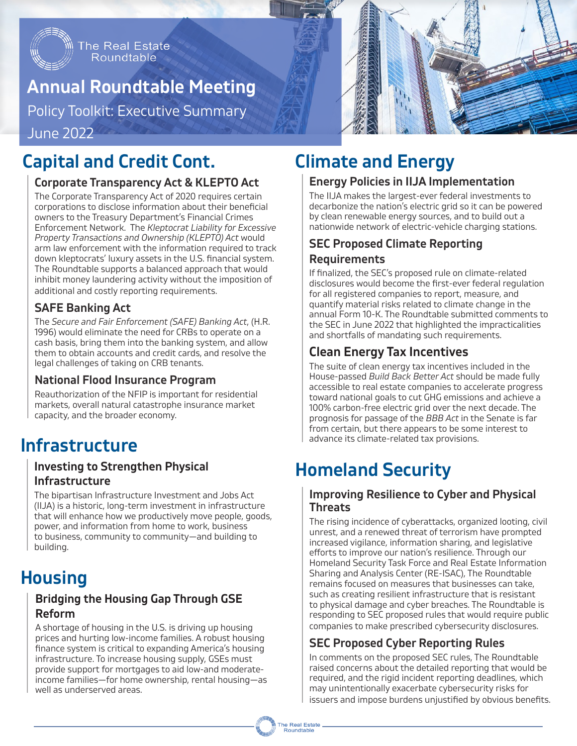The Real Estate Roundtable

# Annual Roundtable Meeting

Policy Toolkit: Executive Summary

June 2022

## Capital and Credit Cont.

### Corporate Transparency Act & KLEPTO Act

The Corporate Transparency Act of 2020 requires certain corporations to disclose information about their beneficial owners to the Treasury Department's Financial Crimes Enforcement Network. The *Kleptocrat Liability for Excessive Property Transactions and Ownership (KLEPTO) Act* would arm law enforcement with the information required to track down kleptocrats' luxury assets in the U.S. financial system. The Roundtable supports a balanced approach that would inhibit money laundering activity without the imposition of additional and costly reporting requirements.

### SAFE Banking Act

The *Secure and Fair Enforcement (SAFE) Banking Act*, (H.R. 1996) would eliminate the need for CRBs to operate on a cash basis, bring them into the banking system, and allow them to obtain accounts and credit cards, and resolve the legal challenges of taking on CRB tenants.

### National Flood Insurance Program

Reauthorization of the NFIP is important for residential markets, overall natural catastrophe insurance market capacity, and the broader economy.

## Infrastructure

### Investing to Strengthen Physical Infrastructure

The bipartisan Infrastructure Investment and Jobs Act (IIJA) is a historic, long-term investment in infrastructure that will enhance how we productively move people, goods, power, and information from home to work, business to business, community to community—and building to building.

## Housing

### Bridging the Housing Gap Through GSE Reform

A shortage of housing in the U.S. is driving up housing prices and hurting low-income families. A robust housing finance system is critical to expanding America's housing infrastructure. To increase housing supply, GSEs must provide support for mortgages to aid low-and moderate-income families—for home ownership, rental housing—as well as underserved areas.

## Climate and Energy

### Energy Policies in IIJA Implementation

The IIJA makes the largest-ever federal investments to decarbonize the nation's electric grid so it can be powered by clean renewable energy sources, and to build out a nationwide network of electric-vehicle charging stations.

### SEC Proposed Climate Reporting Requirements

If finalized, the SEC's proposed rule on climate-related disclosures would become the first-ever federal regulation for all registered companies to report, measure, and quantify material risks related to climate change in the annual Form 10-K. The Roundtable submitted comments to the SEC in June 2022 that highlighted the impracticalities and shortfalls of mandating such requirements.

### Clean Energy Tax Incentives

The suite of clean energy tax incentives included in the House-passed *Build Back Better Act* should be made fully accessible to real estate companies to accelerate progress toward national goals to cut GHG emissions and achieve a 100% carbon-free electric grid over the next decade. The prognosis for passage of the *BBB Act* in the Senate is far from certain, but there appears to be some interest to advance its climate-related tax provisions.

## Homeland Security

### Improving Resilience to Cyber and Physical Threats

The rising incidence of cyberattacks, organized looting, civil unrest, and a renewed threat of terrorism have prompted increased vigilance, information sharing, and legislative efforts to improve our nation's resilience. Through our Homeland Security Task Force and Real Estate Information Sharing and Analysis Center (RE-ISAC), The Roundtable remains focused on measures that businesses can take, such as creating resilient infrastructure that is resistant to physical damage and cyber breaches. The Roundtable is responding to SEC proposed rules that would require public companies to make prescribed cybersecurity disclosures.

### SEC Proposed Cyber Reporting Rules

In comments on the proposed SEC rules, The Roundtable raised concerns about the detailed reporting that would be required, and the rigid incident reporting deadlines, which may unintentionally exacerbate cybersecurity risks for issuers and impose burdens unjustified by obvious benefits.